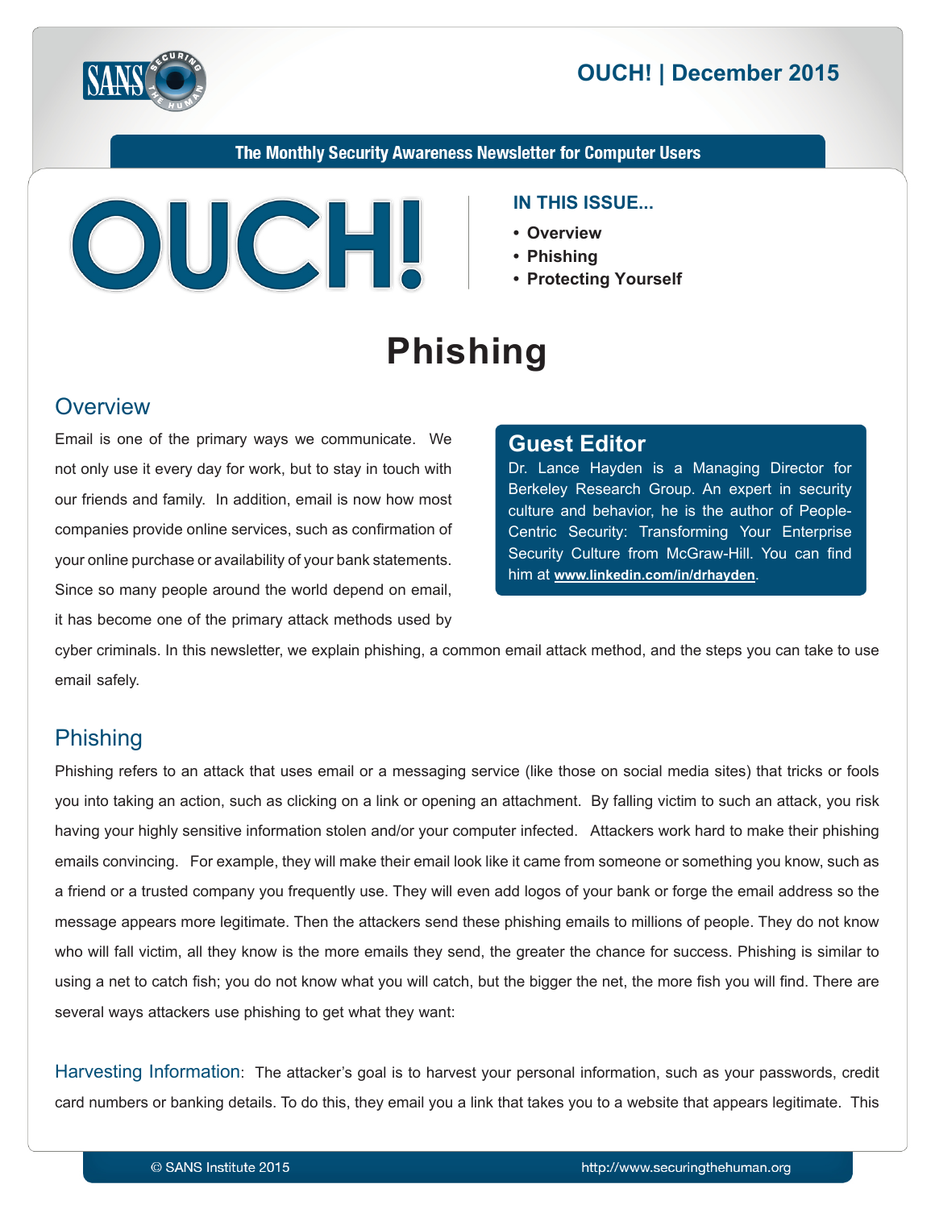# OUCH! | December 2015

**The Monthly Security Awareness Newsletter for Computer Users**

**IN THIS ISSUE...**

- **Overview**
- **Phishing**
- **Protecting Yourself**

# Phishing

## Overview

Email is one of the primary ways we communicate. We not only use it every day for work, but to stay in touch with our friends and family. In addition, email is now how most companies provide online services, such as confirmation of your online purchase or availability of your bank statements. Since so many people around the world depend on email, it has become one of the primary attack methods used by cyber criminals. In this newsletter, we explain phishing, a common email attack method, and the steps you can take to use email safely.

### Guest Editor

Dr. Lance Hayden is a Managing Director for Berkeley Research Group. An expert in security culture and behavior, he is the author of People-Centric Security: Transforming Your Enterprise Security Culture from McGraw-Hill. You can find him at **www.linkedin.com/in/drhayden**.

## Phishing

Phishing refers to an attack that uses email or a messaging service (like those on social media sites) that tricks or fools you into taking an action, such as clicking on a link or opening an attachment. By falling victim to such an attack, you risk having your highly sensitive information stolen and/or your computer infected. Attackers work hard to make their phishing emails convincing. For example, they will make their email look like it came from someone or something you know, such as a friend or a trusted company you frequently use. They will even add logos of your bank or forge the email address so the message appears more legitimate. Then the attackers send these phishing emails to millions of people. They do not know who will fall victim, all they know is the more emails they send, the greater the chance for success. Phishing is similar to using a net to catch fish; you do not know what you will catch, but the bigger the net, the more fish you will find. There are several ways attackers use phishing to get what they want:

Harvesting Information: The attacker's goal is to harvest your personal information, such as your passwords, credit card numbers or banking details. To do this, they email you a link that takes you to a website that appears legitimate. This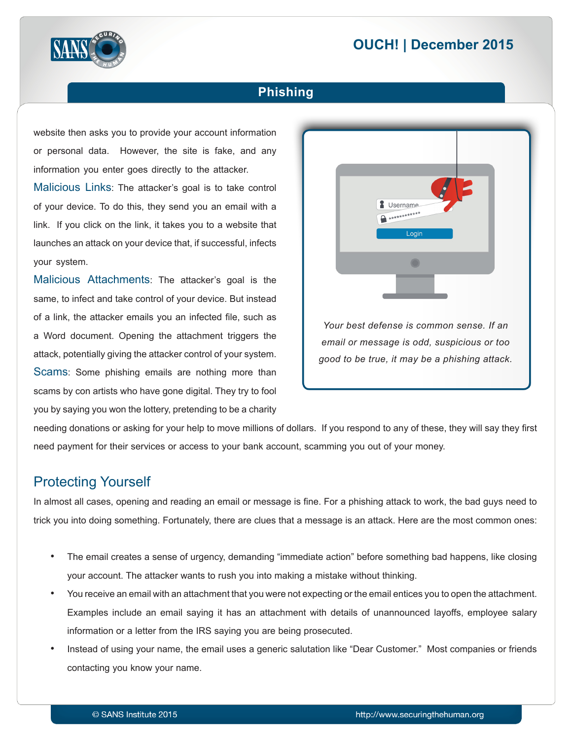website then asks you to provide your account information or personal data. However, the site is fake, and any information you enter goes directly to the attacker.

**Malicious Links:** The attacker's goal is to take control of your device. To do this, they send you an email with a link. If you click on the link, it takes you to a website that launches an attack on your device that, if successful, infects your system.

**Malicious Attachments:** The attacker's goal is the same, to infect and take control of your device. But instead of a link, the attacker emails you an infected file, such as a Word document. Opening the attachment triggers the attack, potentially giving the attacker control of your system.

**Scams:** Some phishing emails are nothing more than scams by con artists who have gone digital. They try to fool you by saying you won the lottery, pretending to be a charity needing donations or asking for your help to move millions of dollars. If you respond to any of these, they will say they first need payment for their services or access to your bank account, scamming you out of your money.

*Your best defense is common sense. If an email or message is odd, suspicious or too good to be true, it may be a phishing attack.*

## Protecting Yourself

In almost all cases, opening and reading an email or message is fine. For a phishing attack to work, the bad guys need to trick you into doing something. Fortunately, there are clues that a message is an attack. Here are the most common ones:

- The email creates a sense of urgency, demanding "immediate action" before something bad happens, like closing your account. The attacker wants to rush you into making a mistake without thinking.
- You receive an email with an attachment that you were not expecting or the email entices you to open the attachment. Examples include an email saying it has an attachment with details of unannounced layoffs, employee salary information or a letter from the IRS saying you are being prosecuted.
- Instead of using your name, the email uses a generic salutation like "Dear Customer." Most companies or friends contacting you know your name.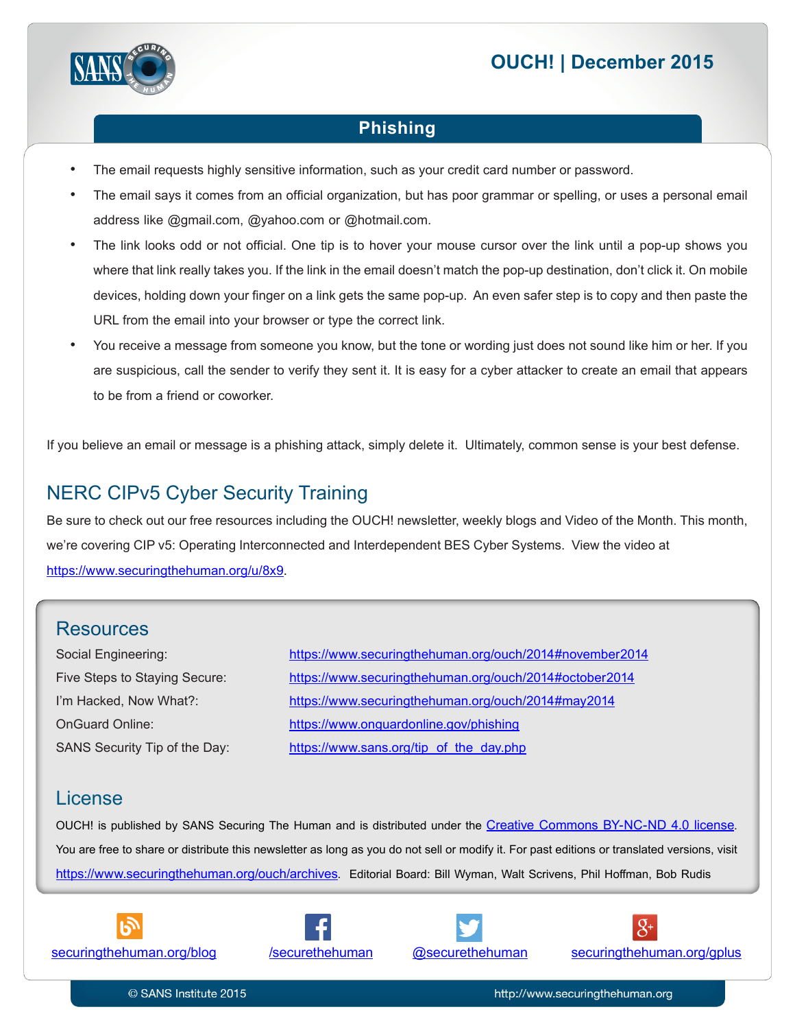- The email requests highly sensitive information, such as your credit card number or password.
- The email says it comes from an official organization, but has poor grammar or spelling, or uses a personal email address like @gmail.com, @yahoo.com or @hotmail.com.
- The link looks odd or not official. One tip is to hover your mouse cursor over the link until a pop-up shows you where that link really takes you. If the link in the email doesn't match the pop-up destination, don't click it. On mobile devices, holding down your finger on a link gets the same pop-up. An even safer step is to copy and then paste the URL from the email into your browser or type the correct link.
- You receive a message from someone you know, but the tone or wording just does not sound like him or her. If you are suspicious, call the sender to verify they sent it. It is easy for a cyber attacker to create an email that appears to be from a friend or coworker.

If you believe an email or message is a phishing attack, simply delete it. Ultimately, common sense is your best defense.

## NERC CIPv5 Cyber Security Training

Be sure to check out our free resources including the OUCH! newsletter, weekly blogs and Video of the Month. This month, we're covering CIP v5: Operating Interconnected and Interdependent BES Cyber Systems. View the video at https://www.securingthehuman.org/u/8x9.

## Resources

| | |
|---|---|
| Social Engineering: | https://www.securingthehuman.org/ouch/2014#november2014 |
| Five Steps to Staying Secure: | https://www.securingthehuman.org/ouch/2014#october2014 |
| I'm Hacked, Now What?: | https://www.securingthehuman.org/ouch/2014#may2014 |
| OnGuard Online: | https://www.onguardonline.gov/phishing |
| SANS Security Tip of the Day: | https://www.sans.org/tip_of_the_day.php |

## License

OUCH! is published by SANS Securing The Human and is distributed under the Creative Commons BY-NC-ND 4.0 license. You are free to share or distribute this newsletter as long as you do not sell or modify it. For past editions or translated versions, visit https://www.securingthehuman.org/ouch/archives. Editorial Board: Bill Wyman, Walt Scrivens, Phil Hoffman, Bob Rudis

securingthehuman.org/blog | /securethehuman | @securethehuman | securingthehuman.org/gplus